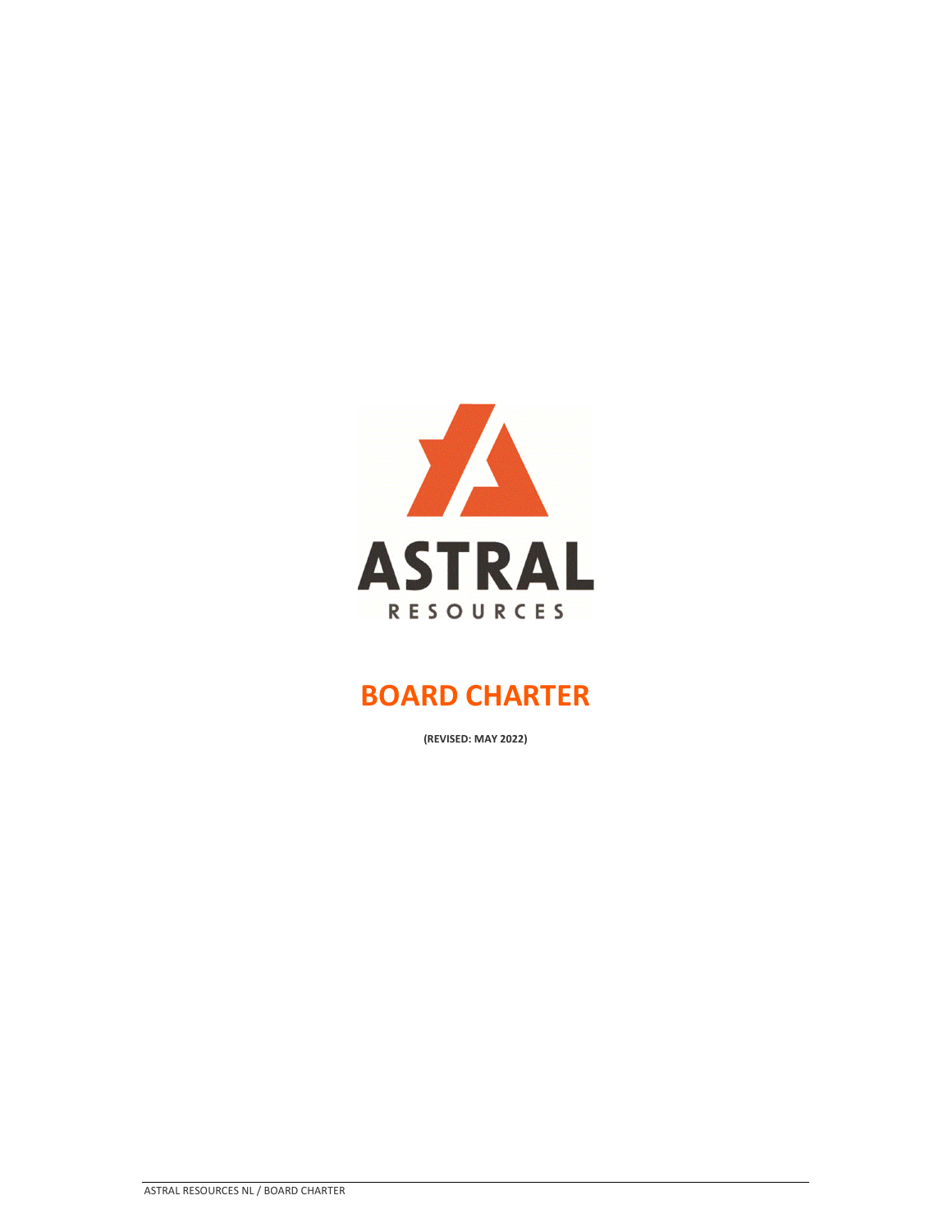ASTRAL

RESOURCES

# BOARD CHARTER

**(REVISED: MAY 2022)**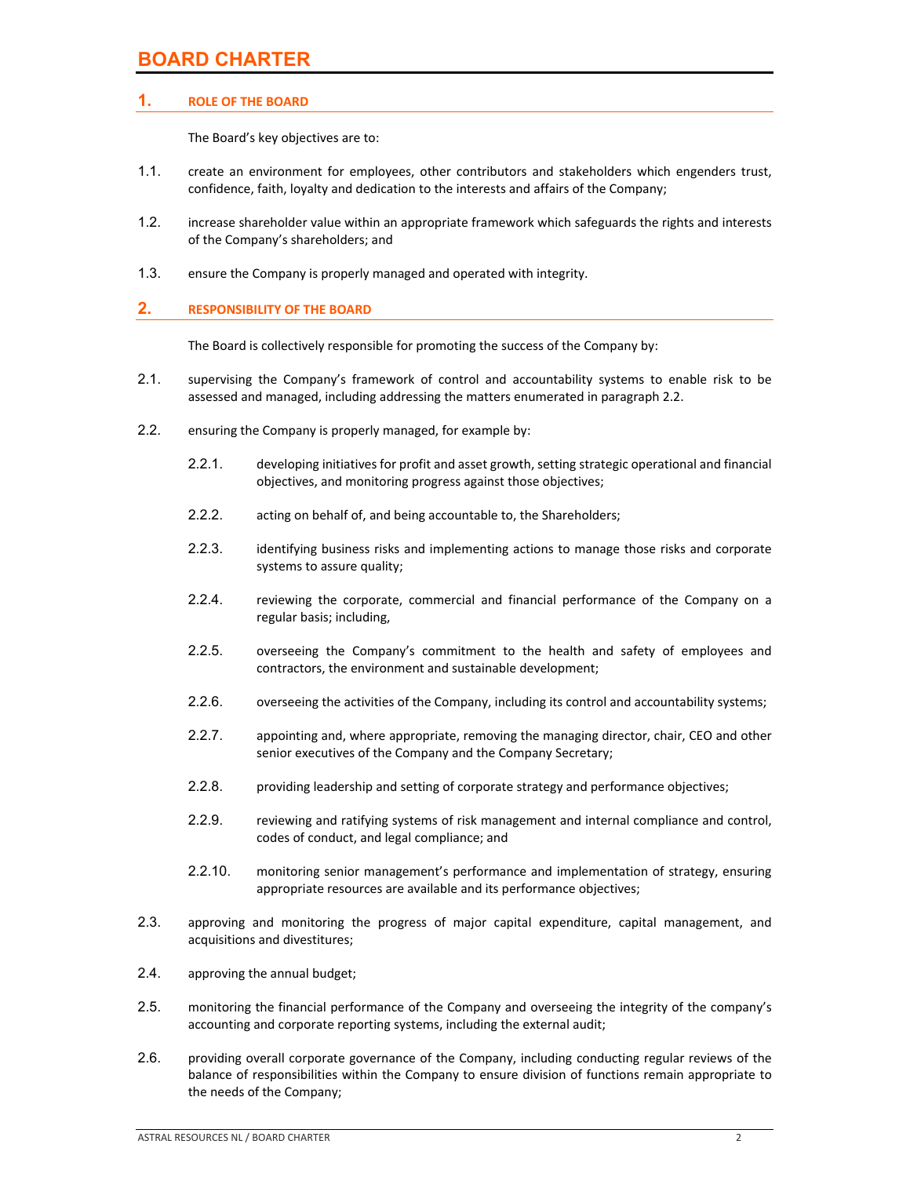# BOARD CHARTER

## 1. ROLE OF THE BOARD

The Board's key objectives are to:

1.1. create an environment for employees, other contributors and stakeholders which engenders trust, confidence, faith, loyalty and dedication to the interests and affairs of the Company;

1.2. increase shareholder value within an appropriate framework which safeguards the rights and interests of the Company's shareholders; and

1.3. ensure the Company is properly managed and operated with integrity.

## 2. RESPONSIBILITY OF THE BOARD

The Board is collectively responsible for promoting the success of the Company by:

2.1. supervising the Company's framework of control and accountability systems to enable risk to be assessed and managed, including addressing the matters enumerated in paragraph 2.2.

2.2. ensuring the Company is properly managed, for example by:

2.2.1. developing initiatives for profit and asset growth, setting strategic operational and financial objectives, and monitoring progress against those objectives;

2.2.2. acting on behalf of, and being accountable to, the Shareholders;

2.2.3. identifying business risks and implementing actions to manage those risks and corporate systems to assure quality;

2.2.4. reviewing the corporate, commercial and financial performance of the Company on a regular basis; including,

2.2.5. overseeing the Company's commitment to the health and safety of employees and contractors, the environment and sustainable development;

2.2.6. overseeing the activities of the Company, including its control and accountability systems;

2.2.7. appointing and, where appropriate, removing the managing director, chair, CEO and other senior executives of the Company and the Company Secretary;

2.2.8. providing leadership and setting of corporate strategy and performance objectives;

2.2.9. reviewing and ratifying systems of risk management and internal compliance and control, codes of conduct, and legal compliance; and

2.2.10. monitoring senior management's performance and implementation of strategy, ensuring appropriate resources are available and its performance objectives;

2.3. approving and monitoring the progress of major capital expenditure, capital management, and acquisitions and divestitures;

2.4. approving the annual budget;

2.5. monitoring the financial performance of the Company and overseeing the integrity of the company's accounting and corporate reporting systems, including the external audit;

2.6. providing overall corporate governance of the Company, including conducting regular reviews of the balance of responsibilities within the Company to ensure division of functions remain appropriate to the needs of the Company;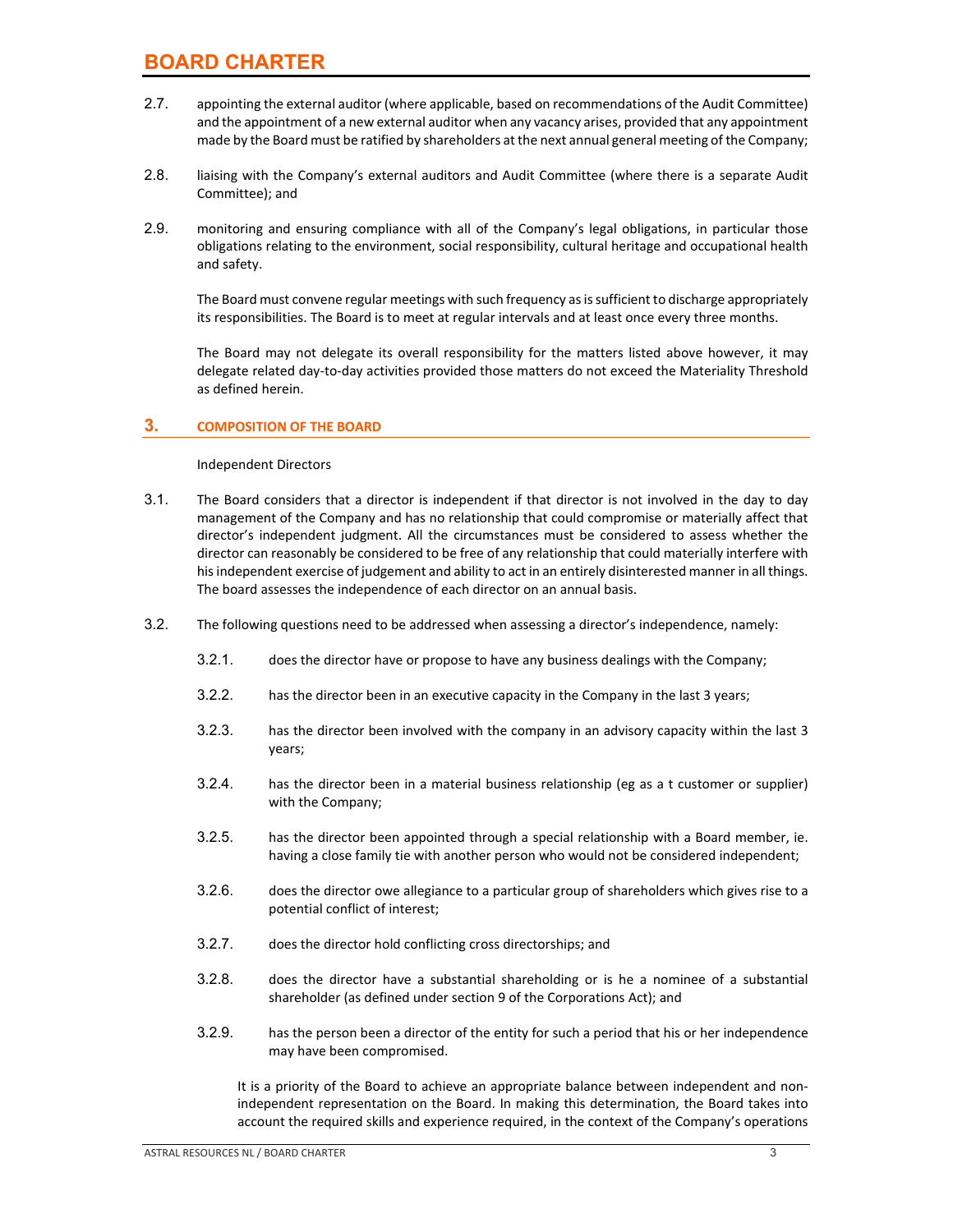2.7. appointing the external auditor (where applicable, based on recommendations of the Audit Committee) and the appointment of a new external auditor when any vacancy arises, provided that any appointment made by the Board must be ratified by shareholders at the next annual general meeting of the Company;

2.8. liaising with the Company's external auditors and Audit Committee (where there is a separate Audit Committee); and

2.9. monitoring and ensuring compliance with all of the Company's legal obligations, in particular those obligations relating to the environment, social responsibility, cultural heritage and occupational health and safety.

The Board must convene regular meetings with such frequency as is sufficient to discharge appropriately its responsibilities. The Board is to meet at regular intervals and at least once every three months.

The Board may not delegate its overall responsibility for the matters listed above however, it may delegate related day-to-day activities provided those matters do not exceed the Materiality Threshold as defined herein.

## 3. COMPOSITION OF THE BOARD

Independent Directors

3.1. The Board considers that a director is independent if that director is not involved in the day to day management of the Company and has no relationship that could compromise or materially affect that director's independent judgment. All the circumstances must be considered to assess whether the director can reasonably be considered to be free of any relationship that could materially interfere with his independent exercise of judgement and ability to act in an entirely disinterested manner in all things. The board assesses the independence of each director on an annual basis.

3.2. The following questions need to be addressed when assessing a director's independence, namely:

3.2.1. does the director have or propose to have any business dealings with the Company;

3.2.2. has the director been in an executive capacity in the Company in the last 3 years;

3.2.3. has the director been involved with the company in an advisory capacity within the last 3 years;

3.2.4. has the director been in a material business relationship (eg as a t customer or supplier) with the Company;

3.2.5. has the director been appointed through a special relationship with a Board member, ie. having a close family tie with another person who would not be considered independent;

3.2.6. does the director owe allegiance to a particular group of shareholders which gives rise to a potential conflict of interest;

3.2.7. does the director hold conflicting cross directorships; and

3.2.8. does the director have a substantial shareholding or is he a nominee of a substantial shareholder (as defined under section 9 of the Corporations Act); and

3.2.9. has the person been a director of the entity for such a period that his or her independence may have been compromised.

It is a priority of the Board to achieve an appropriate balance between independent and non-independent representation on the Board. In making this determination, the Board takes into account the required skills and experience required, in the context of the Company's operations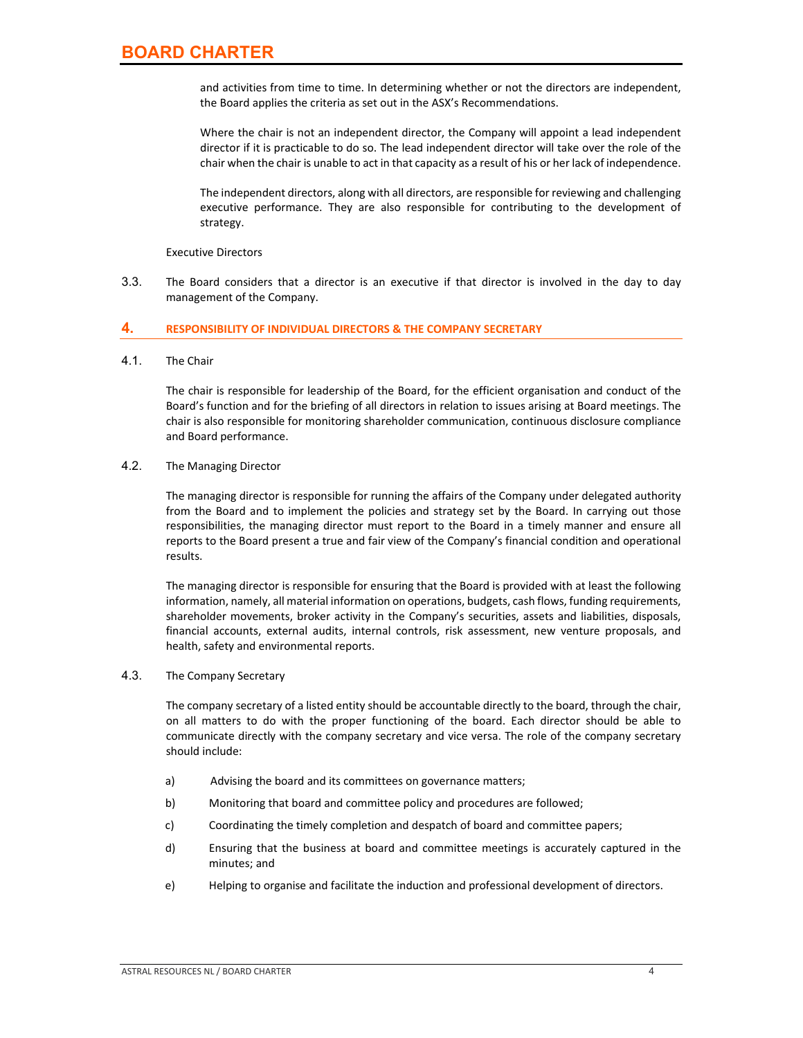and activities from time to time. In determining whether or not the directors are independent, the Board applies the criteria as set out in the ASX's Recommendations.

Where the chair is not an independent director, the Company will appoint a lead independent director if it is practicable to do so. The lead independent director will take over the role of the chair when the chair is unable to act in that capacity as a result of his or her lack of independence.

The independent directors, along with all directors, are responsible for reviewing and challenging executive performance. They are also responsible for contributing to the development of strategy.

Executive Directors

3.3. The Board considers that a director is an executive if that director is involved in the day to day management of the Company.

## 4. RESPONSIBILITY OF INDIVIDUAL DIRECTORS & THE COMPANY SECRETARY

4.1. The Chair

The chair is responsible for leadership of the Board, for the efficient organisation and conduct of the Board's function and for the briefing of all directors in relation to issues arising at Board meetings. The chair is also responsible for monitoring shareholder communication, continuous disclosure compliance and Board performance.

4.2. The Managing Director

The managing director is responsible for running the affairs of the Company under delegated authority from the Board and to implement the policies and strategy set by the Board. In carrying out those responsibilities, the managing director must report to the Board in a timely manner and ensure all reports to the Board present a true and fair view of the Company's financial condition and operational results.

The managing director is responsible for ensuring that the Board is provided with at least the following information, namely, all material information on operations, budgets, cash flows, funding requirements, shareholder movements, broker activity in the Company's securities, assets and liabilities, disposals, financial accounts, external audits, internal controls, risk assessment, new venture proposals, and health, safety and environmental reports.

4.3. The Company Secretary

The company secretary of a listed entity should be accountable directly to the board, through the chair, on all matters to do with the proper functioning of the board. Each director should be able to communicate directly with the company secretary and vice versa. The role of the company secretary should include:

a) Advising the board and its committees on governance matters;

b) Monitoring that board and committee policy and procedures are followed;

c) Coordinating the timely completion and despatch of board and committee papers;

d) Ensuring that the business at board and committee meetings is accurately captured in the minutes; and

e) Helping to organise and facilitate the induction and professional development of directors.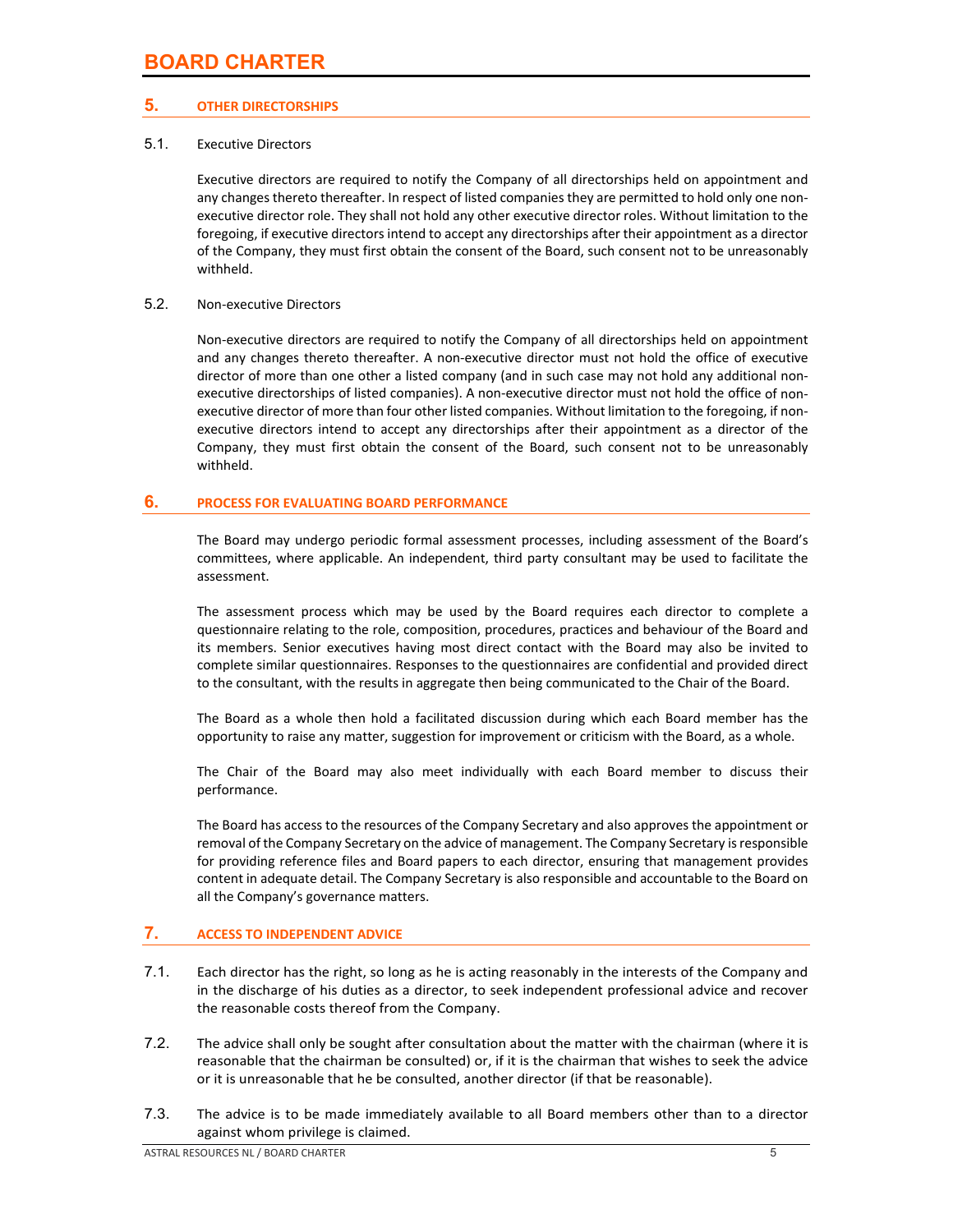## 5. OTHER DIRECTORSHIPS

5.1. Executive Directors

Executive directors are required to notify the Company of all directorships held on appointment and any changes thereto thereafter. In respect of listed companies they are permitted to hold only one non-executive director role. They shall not hold any other executive director roles. Without limitation to the foregoing, if executive directors intend to accept any directorships after their appointment as a director of the Company, they must first obtain the consent of the Board, such consent not to be unreasonably withheld.

5.2. Non-executive Directors

Non-executive directors are required to notify the Company of all directorships held on appointment and any changes thereto thereafter. A non-executive director must not hold the office of executive director of more than one other a listed company (and in such case may not hold any additional non-executive directorships of listed companies). A non-executive director must not hold the office of non-executive director of more than four other listed companies. Without limitation to the foregoing, if non-executive directors intend to accept any directorships after their appointment as a director of the Company, they must first obtain the consent of the Board, such consent not to be unreasonably withheld.

## 6. PROCESS FOR EVALUATING BOARD PERFORMANCE

The Board may undergo periodic formal assessment processes, including assessment of the Board's committees, where applicable. An independent, third party consultant may be used to facilitate the assessment.

The assessment process which may be used by the Board requires each director to complete a questionnaire relating to the role, composition, procedures, practices and behaviour of the Board and its members. Senior executives having most direct contact with the Board may also be invited to complete similar questionnaires. Responses to the questionnaires are confidential and provided direct to the consultant, with the results in aggregate then being communicated to the Chair of the Board.

The Board as a whole then hold a facilitated discussion during which each Board member has the opportunity to raise any matter, suggestion for improvement or criticism with the Board, as a whole.

The Chair of the Board may also meet individually with each Board member to discuss their performance.

The Board has access to the resources of the Company Secretary and also approves the appointment or removal of the Company Secretary on the advice of management. The Company Secretary is responsible for providing reference files and Board papers to each director, ensuring that management provides content in adequate detail. The Company Secretary is also responsible and accountable to the Board on all the Company's governance matters.

## 7. ACCESS TO INDEPENDENT ADVICE

7.1. Each director has the right, so long as he is acting reasonably in the interests of the Company and in the discharge of his duties as a director, to seek independent professional advice and recover the reasonable costs thereof from the Company.

7.2. The advice shall only be sought after consultation about the matter with the chairman (where it is reasonable that the chairman be consulted) or, if it is the chairman that wishes to seek the advice or it is unreasonable that he be consulted, another director (if that be reasonable).

7.3. The advice is to be made immediately available to all Board members other than to a director against whom privilege is claimed.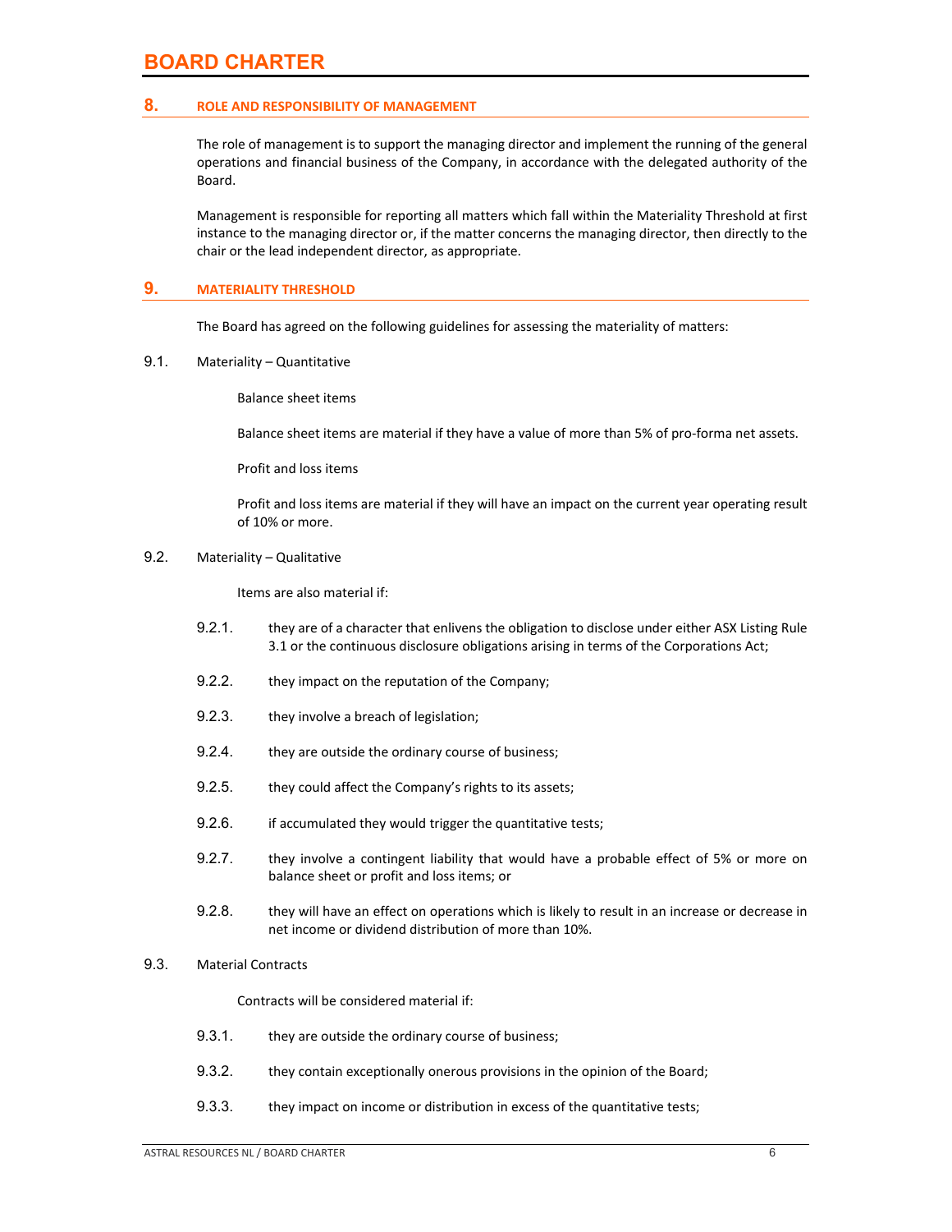## 8. ROLE AND RESPONSIBILITY OF MANAGEMENT

The role of management is to support the managing director and implement the running of the general operations and financial business of the Company, in accordance with the delegated authority of the Board.

Management is responsible for reporting all matters which fall within the Materiality Threshold at first instance to the managing director or, if the matter concerns the managing director, then directly to the chair or the lead independent director, as appropriate.

## 9. MATERIALITY THRESHOLD

The Board has agreed on the following guidelines for assessing the materiality of matters:

9.1. Materiality – Quantitative

Balance sheet items

Balance sheet items are material if they have a value of more than 5% of pro-forma net assets.

Profit and loss items

Profit and loss items are material if they will have an impact on the current year operating result of 10% or more.

9.2. Materiality – Qualitative

Items are also material if:

9.2.1. they are of a character that enlivens the obligation to disclose under either ASX Listing Rule 3.1 or the continuous disclosure obligations arising in terms of the Corporations Act;

9.2.2. they impact on the reputation of the Company;

9.2.3. they involve a breach of legislation;

9.2.4. they are outside the ordinary course of business;

9.2.5. they could affect the Company's rights to its assets;

9.2.6. if accumulated they would trigger the quantitative tests;

9.2.7. they involve a contingent liability that would have a probable effect of 5% or more on balance sheet or profit and loss items; or

9.2.8. they will have an effect on operations which is likely to result in an increase or decrease in net income or dividend distribution of more than 10%.

9.3. Material Contracts

Contracts will be considered material if:

9.3.1. they are outside the ordinary course of business;

9.3.2. they contain exceptionally onerous provisions in the opinion of the Board;

9.3.3. they impact on income or distribution in excess of the quantitative tests;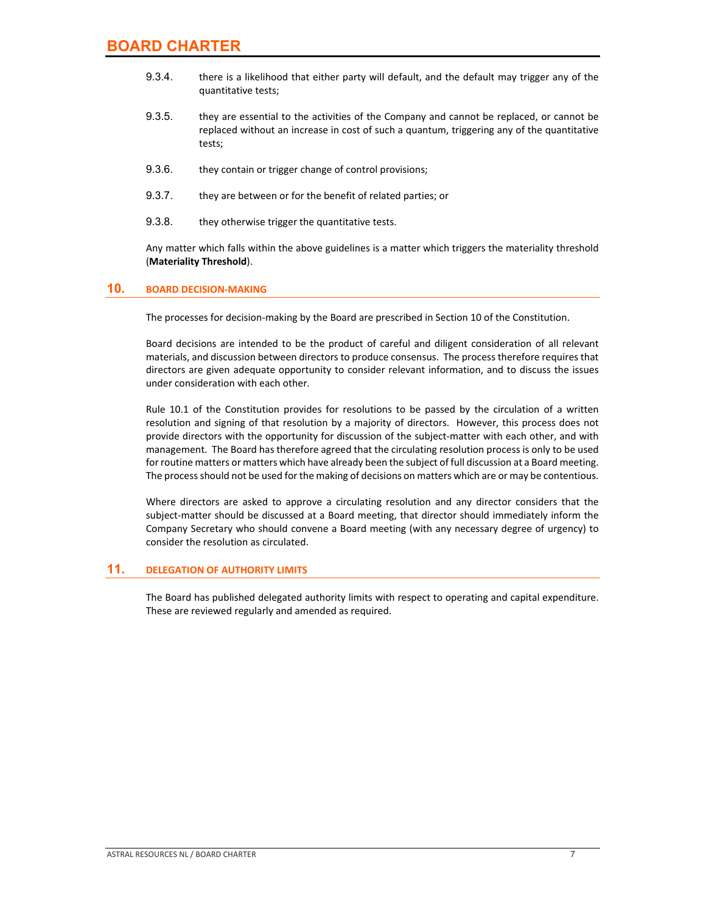9.3.4. there is a likelihood that either party will default, and the default may trigger any of the quantitative tests;

9.3.5. they are essential to the activities of the Company and cannot be replaced, or cannot be replaced without an increase in cost of such a quantum, triggering any of the quantitative tests;

9.3.6. they contain or trigger change of control provisions;

9.3.7. they are between or for the benefit of related parties; or

9.3.8. they otherwise trigger the quantitative tests.

Any matter which falls within the above guidelines is a matter which triggers the materiality threshold (**Materiality Threshold**).

## 10. BOARD DECISION-MAKING

The processes for decision-making by the Board are prescribed in Section 10 of the Constitution.

Board decisions are intended to be the product of careful and diligent consideration of all relevant materials, and discussion between directors to produce consensus. The process therefore requires that directors are given adequate opportunity to consider relevant information, and to discuss the issues under consideration with each other.

Rule 10.1 of the Constitution provides for resolutions to be passed by the circulation of a written resolution and signing of that resolution by a majority of directors. However, this process does not provide directors with the opportunity for discussion of the subject-matter with each other, and with management. The Board has therefore agreed that the circulating resolution process is only to be used for routine matters or matters which have already been the subject of full discussion at a Board meeting. The process should not be used for the making of decisions on matters which are or may be contentious.

Where directors are asked to approve a circulating resolution and any director considers that the subject-matter should be discussed at a Board meeting, that director should immediately inform the Company Secretary who should convene a Board meeting (with any necessary degree of urgency) to consider the resolution as circulated.

## 11. DELEGATION OF AUTHORITY LIMITS

The Board has published delegated authority limits with respect to operating and capital expenditure. These are reviewed regularly and amended as required.